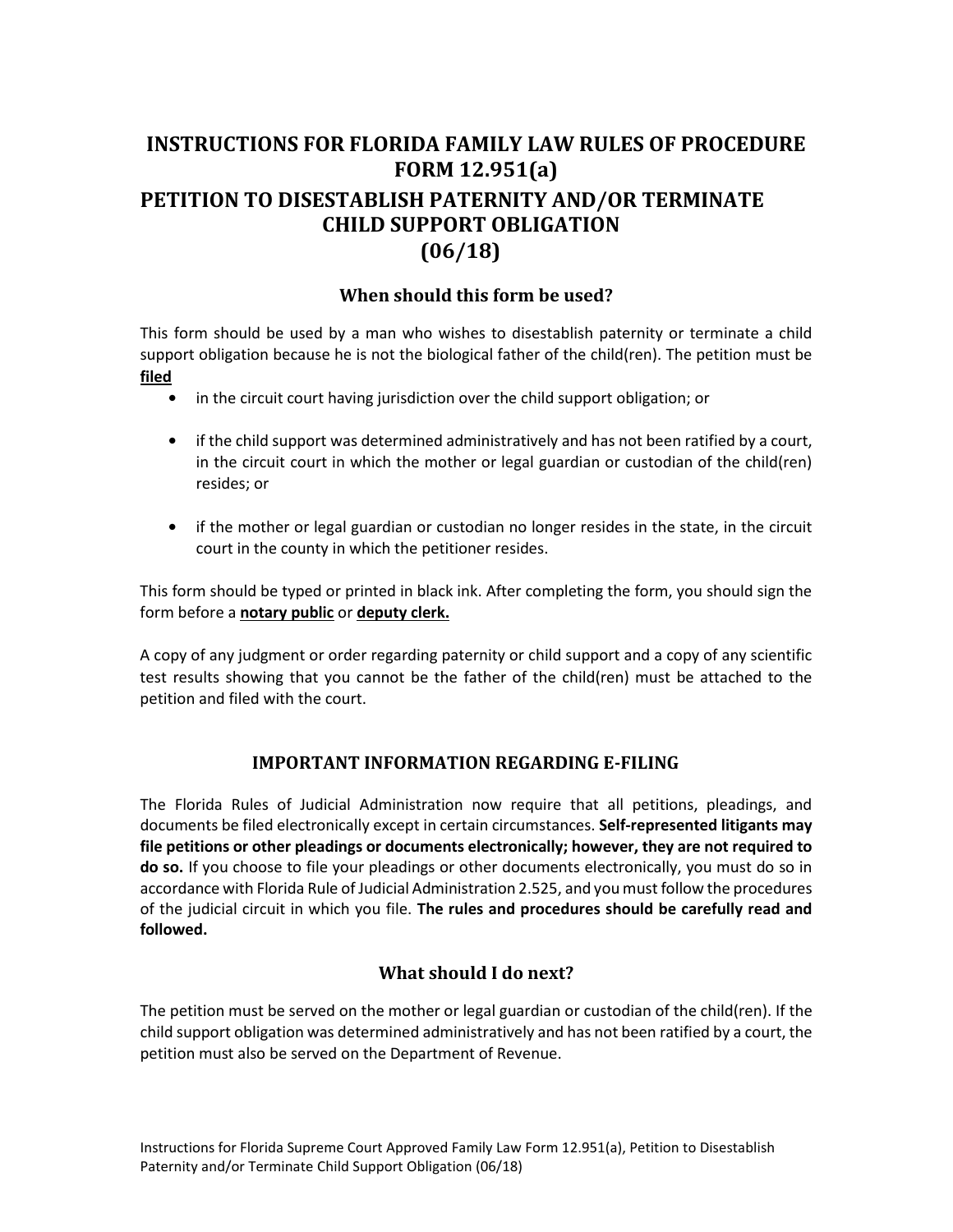# INSTRUCTIONS FOR FLORIDA FAMILY LAW RULES OF PROCEDURE FORM 12.951(a)

# PETITION TO DISESTABLISH PATERNITY AND/OR TERMINATE CHILD SUPPORT OBLIGATION (06/18)

## When should this form be used?

This form should be used by a man who wishes to disestablish paternity or terminate a child support obligation because he is not the biological father of the child(ren). The petition must be **filed**

- in the circuit court having jurisdiction over the child support obligation; or
- if the child support was determined administratively and has not been ratified by a court, in the circuit court in which the mother or legal guardian or custodian of the child(ren) resides; or
- if the mother or legal guardian or custodian no longer resides in the state, in the circuit court in the county in which the petitioner resides.

This form should be typed or printed in black ink. After completing the form, you should sign the form before a **notary public** or **deputy clerk.**

A copy of any judgment or order regarding paternity or child support and a copy of any scientific test results showing that you cannot be the father of the child(ren) must be attached to the petition and filed with the court.

## IMPORTANT INFORMATION REGARDING E-FILING

The Florida Rules of Judicial Administration now require that all petitions, pleadings, and documents be filed electronically except in certain circumstances. **Self-represented litigants may file petitions or other pleadings or documents electronically; however, they are not required to do so.** If you choose to file your pleadings or other documents electronically, you must do so in accordance with Florida Rule of Judicial Administration 2.525, and you must follow the procedures of the judicial circuit in which you file. **The rules and procedures should be carefully read and followed.**

## What should I do next?

The petition must be served on the mother or legal guardian or custodian of the child(ren). If the child support obligation was determined administratively and has not been ratified by a court, the petition must also be served on the Department of Revenue.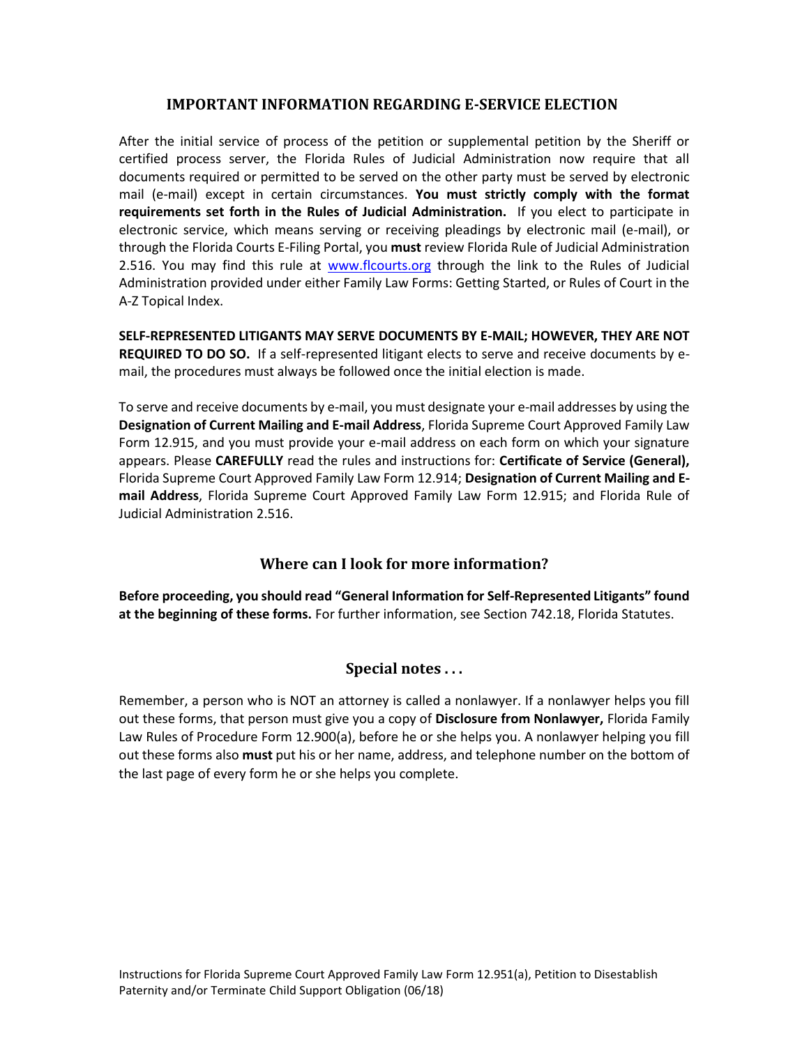## IMPORTANT INFORMATION REGARDING E-SERVICE ELECTION

After the initial service of process of the petition or supplemental petition by the Sheriff or certified process server, the Florida Rules of Judicial Administration now require that all documents required or permitted to be served on the other party must be served by electronic mail (e-mail) except in certain circumstances. **You must strictly comply with the format requirements set forth in the Rules of Judicial Administration.** If you elect to participate in electronic service, which means serving or receiving pleadings by electronic mail (e-mail), or through the Florida Courts E-Filing Portal, you **must** review Florida Rule of Judicial Administration 2.516. You may find this rule at www.flcourts.org through the link to the Rules of Judicial Administration provided under either Family Law Forms: Getting Started, or Rules of Court in the A-Z Topical Index.

**SELF-REPRESENTED LITIGANTS MAY SERVE DOCUMENTS BY E-MAIL; HOWEVER, THEY ARE NOT REQUIRED TO DO SO.** If a self-represented litigant elects to serve and receive documents by e-mail, the procedures must always be followed once the initial election is made.

To serve and receive documents by e-mail, you must designate your e-mail addresses by using the **Designation of Current Mailing and E-mail Address**, Florida Supreme Court Approved Family Law Form 12.915, and you must provide your e-mail address on each form on which your signature appears. Please **CAREFULLY** read the rules and instructions for: **Certificate of Service (General),** Florida Supreme Court Approved Family Law Form 12.914; **Designation of Current Mailing and E-mail Address**, Florida Supreme Court Approved Family Law Form 12.915; and Florida Rule of Judicial Administration 2.516.

## Where can I look for more information?

**Before proceeding, you should read "General Information for Self-Represented Litigants" found at the beginning of these forms.** For further information, see Section 742.18, Florida Statutes.

## Special notes . . .

Remember, a person who is NOT an attorney is called a nonlawyer. If a nonlawyer helps you fill out these forms, that person must give you a copy of **Disclosure from Nonlawyer,** Florida Family Law Rules of Procedure Form 12.900(a), before he or she helps you. A nonlawyer helping you fill out these forms also **must** put his or her name, address, and telephone number on the bottom of the last page of every form he or she helps you complete.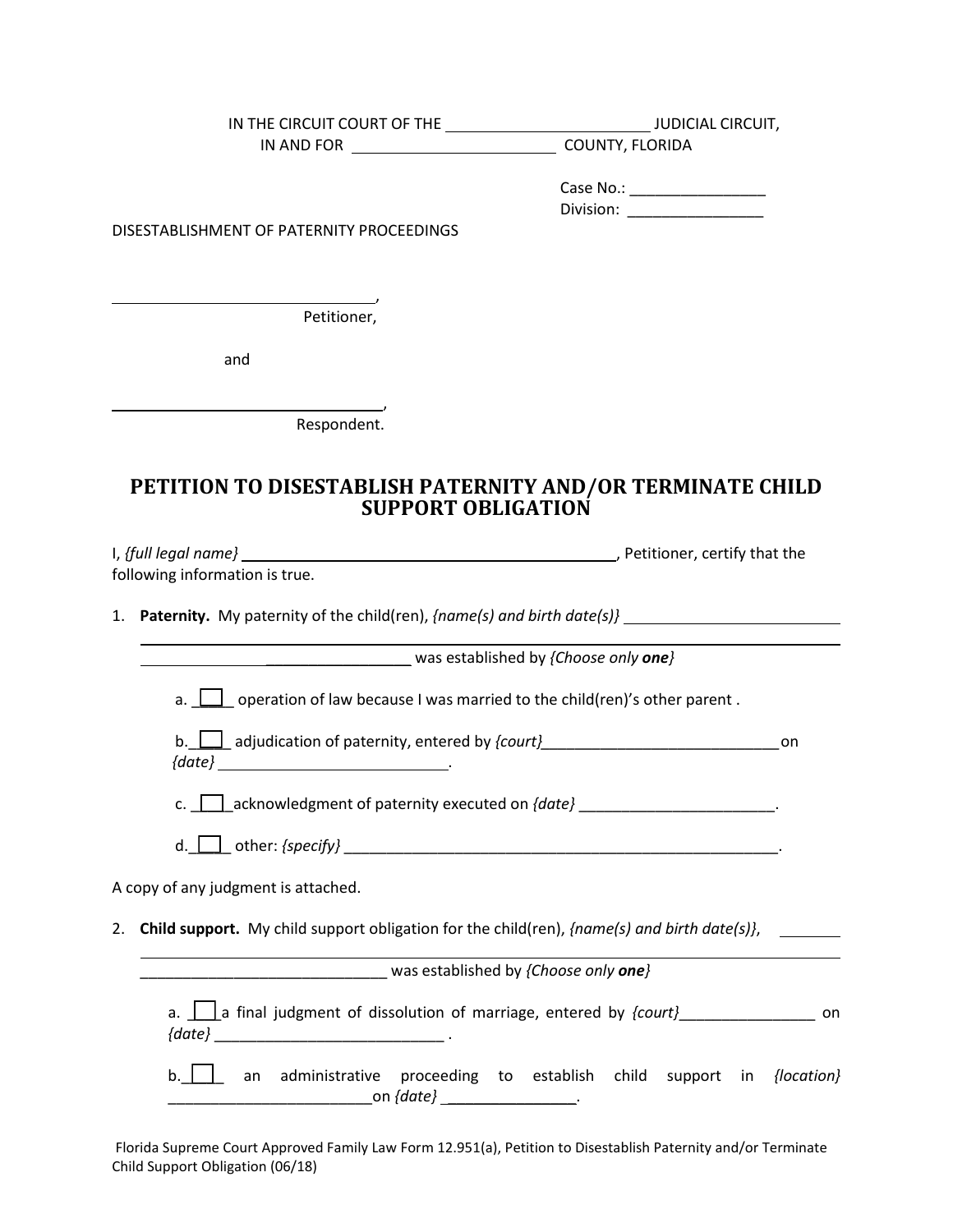IN THE CIRCUIT COURT OF THE ________________________ JUDICIAL CIRCUIT,
IN AND FOR ________________________ COUNTY, FLORIDA

Case No.: ________________
Division: ________________

DISESTABLISHMENT OF PATERNITY PROCEEDINGS

________________________________,
Petitioner,

and

________________________________,
Respondent.

## PETITION TO DISESTABLISH PATERNITY AND/OR TERMINATE CHILD SUPPORT OBLIGATION

I, *{full legal name}* ________________________________________, Petitioner, certify that the following information is true.

1. **Paternity.** My paternity of the child(ren), *{name(s) and birth date(s)}* ________________________
________________________________________________________________________
________________________________ was established by *{Choose only* ***one****}*

   a. ☐ operation of law because I was married to the child(ren)'s other parent .

   b. ☐ adjudication of paternity, entered by *{court}*____________________________on *{date}* ___________________________.

   c. ☐ acknowledgment of paternity executed on *{date}* _______________________.

   d. ☐ other: *{specify}* ____________________________________________________.

A copy of any judgment is attached.

2. **Child support.** My child support obligation for the child(ren), *{name(s) and birth date(s)}*, ________
________________________________________________________________________
_____________________________ was established by *{Choose only* ***one****}*

   a. ☐ a final judgment of dissolution of marriage, entered by *{court}*________________ on *{date}* ___________________________ .

   b. ☐ an administrative proceeding to establish child support in *{location}* ________________________on *{date}* _______________.

Florida Supreme Court Approved Family Law Form 12.951(a), Petition to Disestablish Paternity and/or Terminate Child Support Obligation (06/18)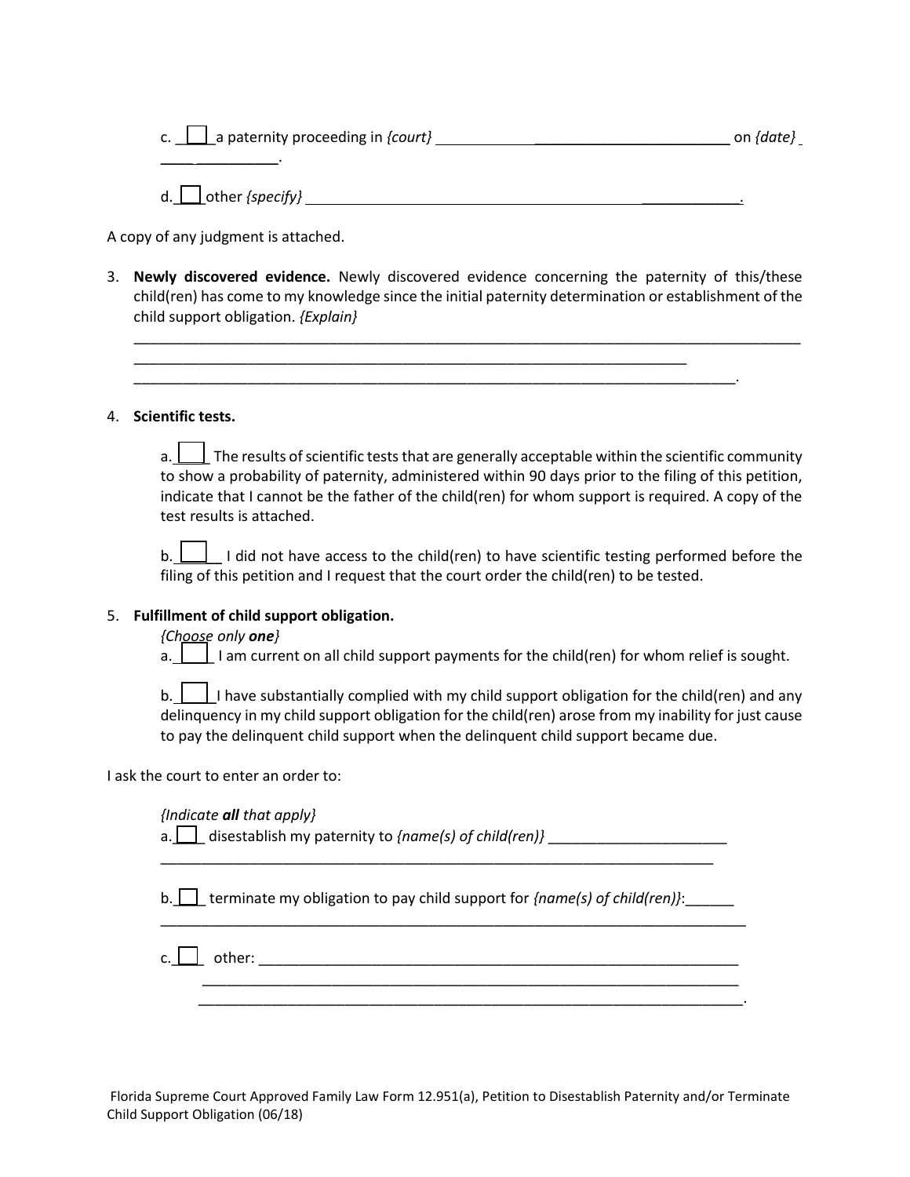c. ☐ a paternity proceeding in *{court}* ________________________________ on *{date}* ______________.

d. ☐ other *{specify}* ________________________________________________________.

A copy of any judgment is attached.

3. **Newly discovered evidence.** Newly discovered evidence concerning the paternity of this/these child(ren) has come to my knowledge since the initial paternity determination or establishment of the child support obligation. *{Explain}*

   ________________________________________________________________________________
   ________________________________________________________________________
   ______________________________________________________________________________.

4. **Scientific tests.**

   a. ☐ The results of scientific tests that are generally acceptable within the scientific community to show a probability of paternity, administered within 90 days prior to the filing of this petition, indicate that I cannot be the father of the child(ren) for whom support is required. A copy of the test results is attached.

   b. ☐ I did not have access to the child(ren) to have scientific testing performed before the filing of this petition and I request that the court order the child(ren) to be tested.

5. **Fulfillment of child support obligation.**
   *{Choose only **one**}*
   a. ☐ I am current on all child support payments for the child(ren) for whom relief is sought.

   b. ☐ I have substantially complied with my child support obligation for the child(ren) and any delinquency in my child support obligation for the child(ren) arose from my inability for just cause to pay the delinquent child support when the delinquent child support became due.

I ask the court to enter an order to:

*{Indicate **all** that apply}*
a. ☐ disestablish my paternity to *{name(s) of child(ren)}* ______________________
________________________________________________________________________

b. ☐ terminate my obligation to pay child support for *{name(s) of child(ren)}*:______
____________________________________________________________________________

c. ☐ other: _______________________________________________________________
______________________________________________________________________
______________________________________________________________________.

Florida Supreme Court Approved Family Law Form 12.951(a), Petition to Disestablish Paternity and/or Terminate Child Support Obligation (06/18)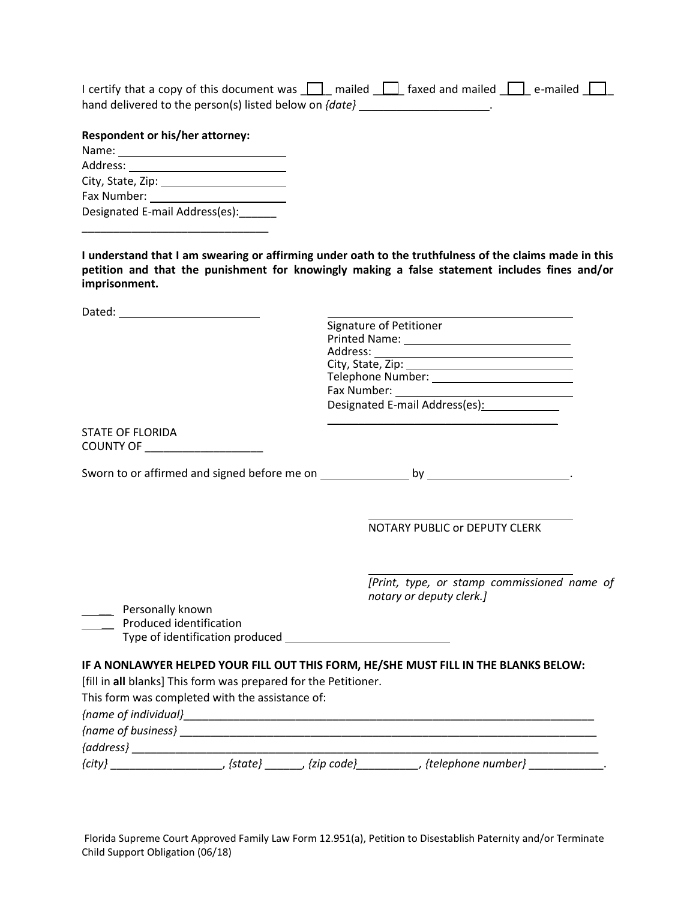I certify that a copy of this document was ☐ mailed ☐ faxed and mailed ☐ e-mailed ☐ hand delivered to the person(s) listed below on *{date}* ____________________.

**Respondent or his/her attorney:**
Name: ____________________
Address: ____________________
City, State, Zip: ____________________
Fax Number: ____________________
Designated E-mail Address(es): ______
______________________________

**I understand that I am swearing or affirming under oath to the truthfulness of the claims made in this petition and that the punishment for knowingly making a false statement includes fines and/or imprisonment.**

Dated: ____________________

______________________________
Signature of Petitioner
Printed Name: ____________________
Address: ____________________
City, State, Zip: ____________________
Telephone Number: ____________________
Fax Number: ____________________
Designated E-mail Address(es): ____________
______________________________

STATE OF FLORIDA
COUNTY OF ____________________

Sworn to or affirmed and signed before me on ______________ by ____________________.

______________________________
NOTARY PUBLIC or DEPUTY CLERK

______________________________
*[Print, type, or stamp commissioned name of notary or deputy clerk.]*

____ Personally known
____ Produced identification
Type of identification produced ____________________

**IF A NONLAWYER HELPED YOUR FILL OUT THIS FORM, HE/SHE MUST FILL IN THE BLANKS BELOW:**
[fill in **all** blanks] This form was prepared for the Petitioner.
This form was completed with the assistance of:
*{name of individual}*____________________________________________
*{name of business}* ____________________________________________
*{address}* ____________________________________________
*{city}* __________________, *{state}* ______, *{zip code}*__________, *{telephone number}* ____________.

Florida Supreme Court Approved Family Law Form 12.951(a), Petition to Disestablish Paternity and/or Terminate Child Support Obligation (06/18)